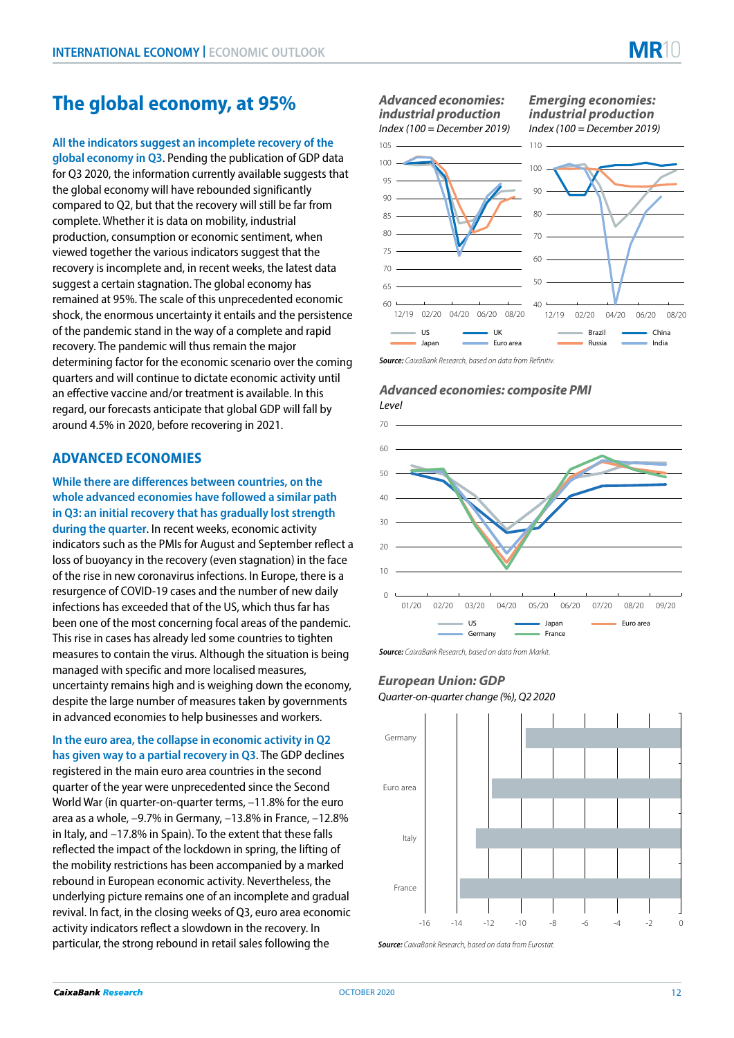# The global economy, at 95%

**All the indicators suggest an incomplete recovery of the global economy in Q3.** Pending the publication of GDP data for Q3 2020, the information currently available suggests that the global economy will have rebounded significantly compared to Q2, but that the recovery will still be far from complete. Whether it is data on mobility, industrial production, consumption or economic sentiment, when viewed together the various indicators suggest that the recovery is incomplete and, in recent weeks, the latest data suggest a certain stagnation. The global economy has remained at 95%. The scale of this unprecedented economic shock, the enormous uncertainty it entails and the persistence of the pandemic stand in the way of a complete and rapid recovery. The pandemic will thus remain the major determining factor for the economic scenario over the coming quarters and will continue to dictate economic activity until an effective vaccine and/or treatment is available. In this regard, our forecasts anticipate that global GDP will fall by around 4.5% in 2020, before recovering in 2021.

## ADVANCED ECONOMIES

**While there are differences between countries, on the whole advanced economies have followed a similar path in Q3: an initial recovery that has gradually lost strength during the quarter.** In recent weeks, economic activity indicators such as the PMIs for August and September reflect a loss of buoyancy in the recovery (even stagnation) in the face of the rise in new coronavirus infections. In Europe, there is a resurgence of COVID-19 cases and the number of new daily infections has exceeded that of the US, which thus far has been one of the most concerning focal areas of the pandemic. This rise in cases has already led some countries to tighten measures to contain the virus. Although the situation is being managed with specific and more localised measures, uncertainty remains high and is weighing down the economy, despite the large number of measures taken by governments in advanced economies to help businesses and workers.

**In the euro area, the collapse in economic activity in Q2 has given way to a partial recovery in Q3.** The GDP declines registered in the main euro area countries in the second quarter of the year were unprecedented since the Second World War (in quarter-on-quarter terms, –11.8% for the euro area as a whole, –9.7% in Germany, –13.8% in France, –12.8% in Italy, and –17.8% in Spain). To the extent that these falls reflected the impact of the lockdown in spring, the lifting of the mobility restrictions has been accompanied by a marked rebound in European economic activity. Nevertheless, the underlying picture remains one of an incomplete and gradual revival. In fact, in the closing weeks of Q3, euro area economic activity indicators reflect a slowdown in the recovery. In particular, the strong rebound in retail sales following the

***Advanced economies: industrial production***
*Index (100 = December 2019)*

***Emerging economies: industrial production***
*Index (100 = December 2019)*

**Source:** *CaixaBank Research, based on data from Refinitiv.*

***Advanced economies: composite PMI***
*Level*

**Source:** *CaixaBank Research, based on data from Markit.*

***European Union: GDP***
*Quarter-on-quarter change (%), Q2 2020*

**Source:** *CaixaBank Research, based on data from Eurostat.*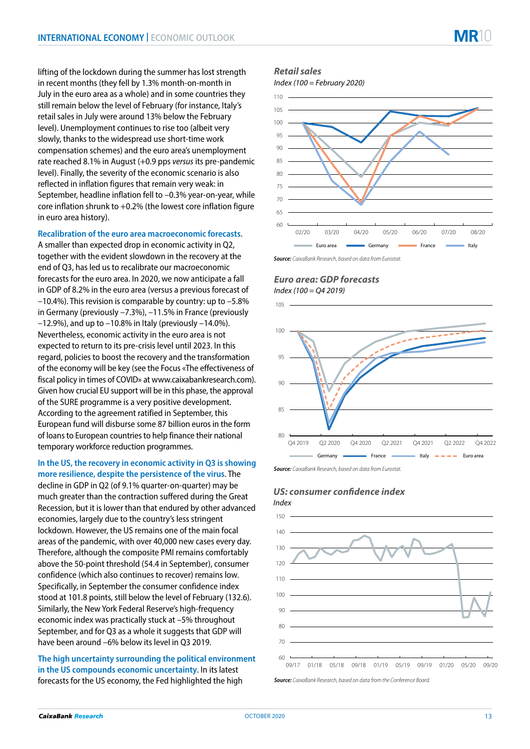lifting of the lockdown during the summer has lost strength in recent months (they fell by 1.3% month-on-month in July in the euro area as a whole) and in some countries they still remain below the level of February (for instance, Italy's retail sales in July were around 13% below the February level). Unemployment continues to rise too (albeit very slowly, thanks to the widespread use short-time work compensation schemes) and the euro area's unemployment rate reached 8.1% in August (+0.9 pps *versus* its pre-pandemic level). Finally, the severity of the economic scenario is also reflected in inflation figures that remain very weak: in September, headline inflation fell to –0.3% year-on-year, while core inflation shrunk to +0.2% (the lowest core inflation figure in euro area history).

**Recalibration of the euro area macroeconomic forecasts.** A smaller than expected drop in economic activity in Q2, together with the evident slowdown in the recovery at the end of Q3, has led us to recalibrate our macroeconomic forecasts for the euro area. In 2020, we now anticipate a fall in GDP of 8.2% in the euro area (versus a previous forecast of –10.4%). This revision is comparable by country: up to –5.8% in Germany (previously –7.3%), –11.5% in France (previously –12.9%), and up to –10.8% in Italy (previously –14.0%). Nevertheless, economic activity in the euro area is not expected to return to its pre-crisis level until 2023. In this regard, policies to boost the recovery and the transformation of the economy will be key (see the Focus «The effectiveness of fiscal policy in times of COVID» at www.caixabankresearch.com). Given how crucial EU support will be in this phase, the approval of the SURE programme is a very positive development. According to the agreement ratified in September, this European fund will disburse some 87 billion euros in the form of loans to European countries to help finance their national temporary workforce reduction programmes.

**In the US, the recovery in economic activity in Q3 is showing more resilience, despite the persistence of the virus.** The decline in GDP in Q2 (of 9.1% quarter-on-quarter) may be much greater than the contraction suffered during the Great Recession, but it is lower than that endured by other advanced economies, largely due to the country's less stringent lockdown. However, the US remains one of the main focal areas of the pandemic, with over 40,000 new cases every day. Therefore, although the composite PMI remains comfortably above the 50-point threshold (54.4 in September), consumer confidence (which also continues to recover) remains low. Specifically, in September the consumer confidence index stood at 101.8 points, still below the level of February (132.6). Similarly, the New York Federal Reserve's high-frequency economic index was practically stuck at –5% throughout September, and for Q3 as a whole it suggests that GDP will have been around –6% below its level in Q3 2019.

**The high uncertainty surrounding the political environment in the US compounds economic uncertainty.** In its latest forecasts for the US economy, the Fed highlighted the high

***Retail sales***

*Index (100 = February 2020)*

*Source: CaixaBank Research, based on data from Eurostat.*

***Euro area: GDP forecasts***

*Index (100 = Q4 2019)*

*Source: CaixaBank Research, based on data from Eurostat.*

***US: consumer confidence index***

*Index*

*Source: CaixaBank Research, based on data from the Conference Board.*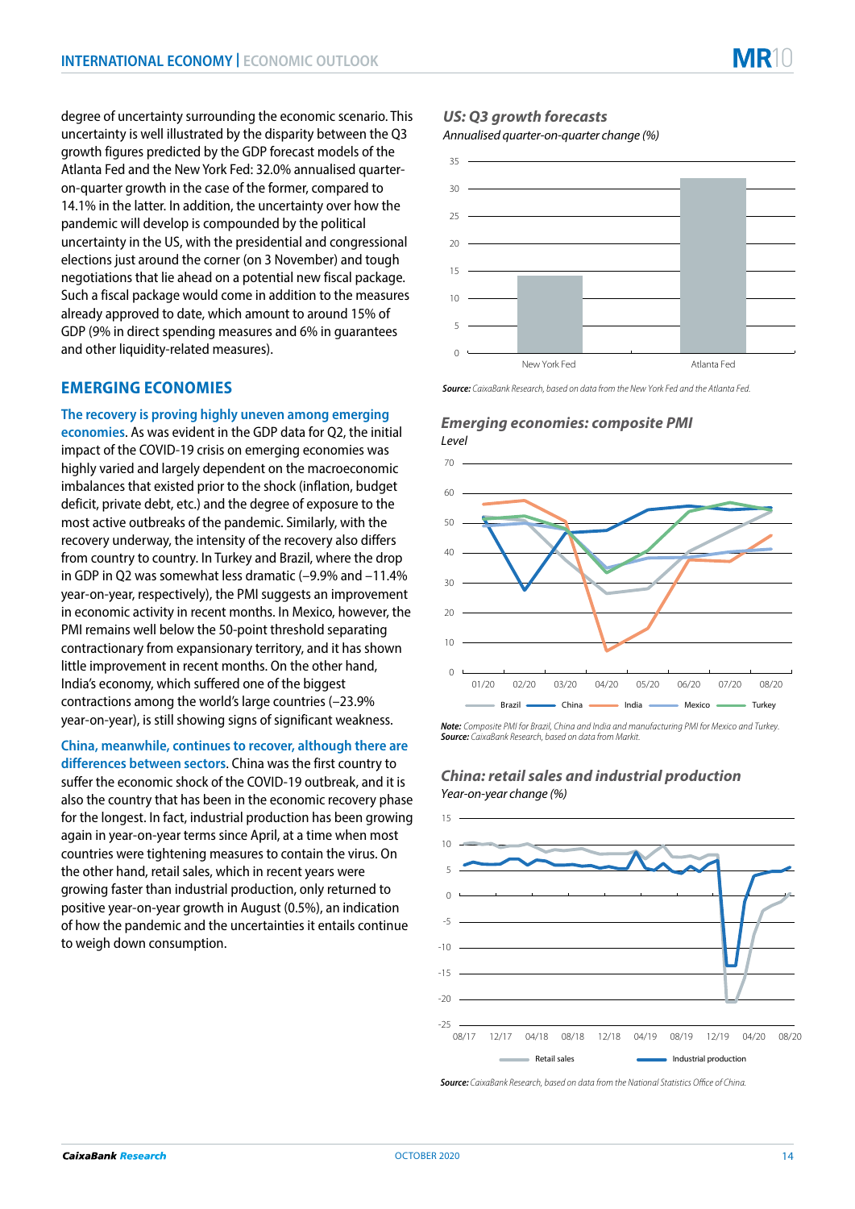degree of uncertainty surrounding the economic scenario. This uncertainty is well illustrated by the disparity between the Q3 growth figures predicted by the GDP forecast models of the Atlanta Fed and the New York Fed: 32.0% annualised quarter-on-quarter growth in the case of the former, compared to 14.1% in the latter. In addition, the uncertainty over how the pandemic will develop is compounded by the political uncertainty in the US, with the presidential and congressional elections just around the corner (on 3 November) and tough negotiations that lie ahead on a potential new fiscal package. Such a fiscal package would come in addition to the measures already approved to date, which amount to around 15% of GDP (9% in direct spending measures and 6% in guarantees and other liquidity-related measures).

## EMERGING ECONOMIES

**The recovery is proving highly uneven among emerging economies.** As was evident in the GDP data for Q2, the initial impact of the COVID-19 crisis on emerging economies was highly varied and largely dependent on the macroeconomic imbalances that existed prior to the shock (inflation, budget deficit, private debt, etc.) and the degree of exposure to the most active outbreaks of the pandemic. Similarly, with the recovery underway, the intensity of the recovery also differs from country to country. In Turkey and Brazil, where the drop in GDP in Q2 was somewhat less dramatic (–9.9% and –11.4% year-on-year, respectively), the PMI suggests an improvement in economic activity in recent months. In Mexico, however, the PMI remains well below the 50-point threshold separating contractionary from expansionary territory, and it has shown little improvement in recent months. On the other hand, India's economy, which suffered one of the biggest contractions among the world's large countries (–23.9% year-on-year), is still showing signs of significant weakness.

**China, meanwhile, continues to recover, although there are differences between sectors.** China was the first country to suffer the economic shock of the COVID-19 outbreak, and it is also the country that has been in the economic recovery phase for the longest. In fact, industrial production has been growing again in year-on-year terms since April, at a time when most countries were tightening measures to contain the virus. On the other hand, retail sales, which in recent years were growing faster than industrial production, only returned to positive year-on-year growth in August (0.5%), an indication of how the pandemic and the uncertainties it entails continue to weigh down consumption.

### US: Q3 growth forecasts
*Annualised quarter-on-quarter change (%)*

35
30
25
20
15
10
5
0
New York Fed
Atlanta Fed

***Source:*** *CaixaBank Research, based on data from the New York Fed and the Atlanta Fed.*

### Emerging economies: composite PMI
*Level*

70
60
50
40
30
20
10
0
01/20 02/20 03/20 04/20 05/20 06/20 07/20 08/20
Brazil China India Mexico Turkey

***Note:*** *Composite PMI for Brazil, China and India and manufacturing PMI for Mexico and Turkey.*
***Source:*** *CaixaBank Research, based on data from Markit.*

### China: retail sales and industrial production
*Year-on-year change (%)*

15
10
5
0
-5
-10
-15
-20
-25
08/17 12/17 04/18 08/18 12/18 04/19 08/19 12/19 04/20 08/20
Retail sales
Industrial production

***Source:*** *CaixaBank Research, based on data from the National Statistics Office of China.*